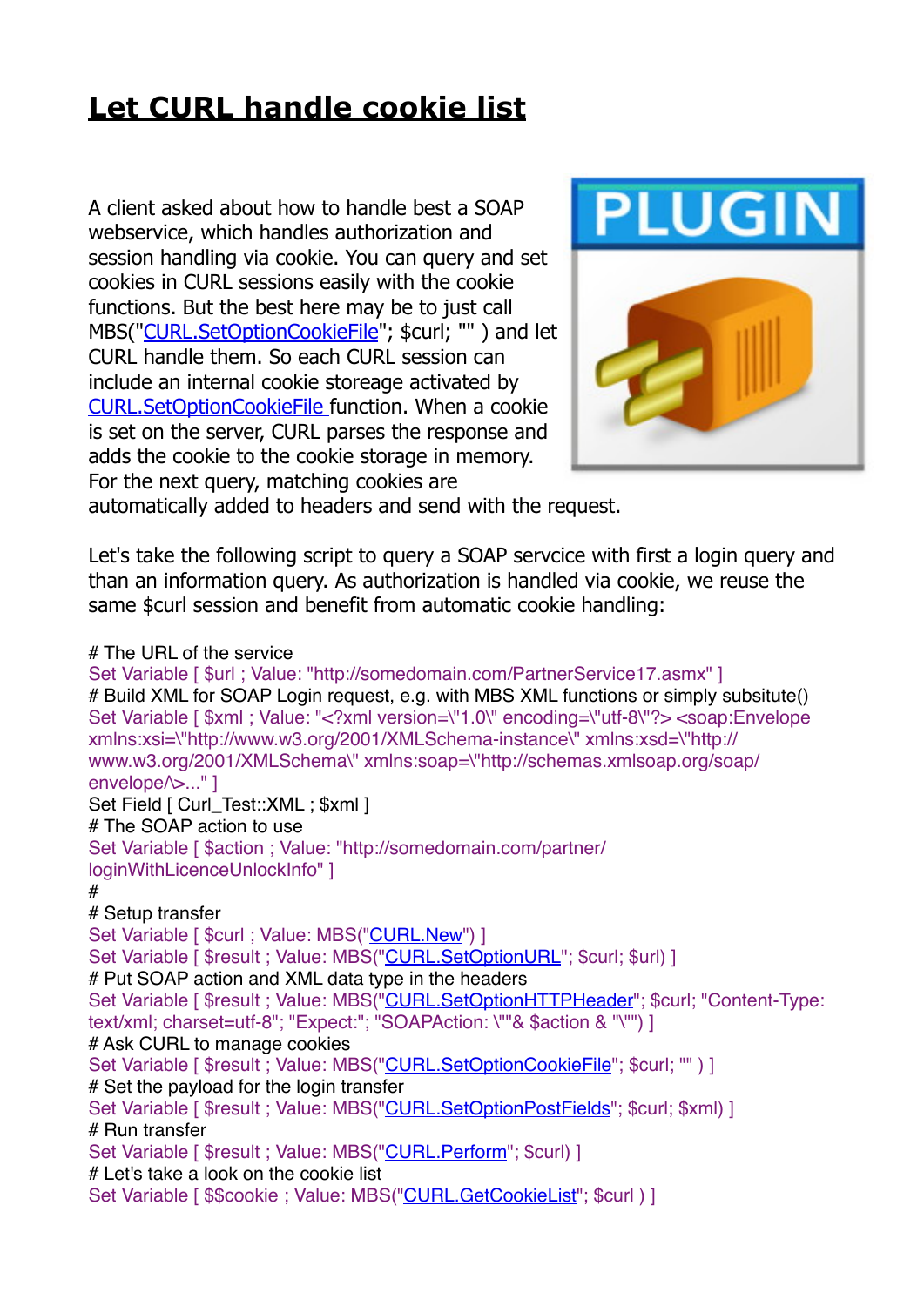# Let CURL handle cookie list

A client asked about how to handle best a SOAP webservice, which handles authorization and session handling via cookie. You can query and set cookies in CURL sessions easily with the cookie functions. But the best here may be to just call MBS("[CURL.SetOptionCookieFile]"; $curl; "" ) and let CURL handle them. So each CURL session can include an internal cookie storeage activated by [CURL.SetOptionCookieFile] function. When a cookie is set on the server, CURL parses the response and adds the cookie to the cookie storage in memory. For the next query, matching cookies are automatically added to headers and send with the request.

Let's take the following script to query a SOAP servcice with first a login query and than an information query. As authorization is handled via cookie, we reuse the same $curl session and benefit from automatic cookie handling:

```
# The URL of the service
Set Variable [ $url ; Value: "http://somedomain.com/PartnerService17.asmx" ]
# Build XML for SOAP Login request, e.g. with MBS XML functions or simply subsitute()
Set Variable [ $xml ; Value: "<?xml version=\"1.0\" encoding=\"utf-8\"?> <soap:Envelope xmlns:xsi=\"http://www.w3.org/2001/XMLSchema-instance\" xmlns:xsd=\"http://www.w3.org/2001/XMLSchema\" xmlns:soap=\"http://schemas.xmlsoap.org/soap/envelope/\>..." ]
Set Field [ Curl_Test::XML ; $xml ]
# The SOAP action to use
Set Variable [ $action ; Value: "http://somedomain.com/partner/loginWithLicenceUnlockInfo" ]
#
# Setup transfer
Set Variable [ $curl ; Value: MBS("CURL.New") ]
Set Variable [ $result ; Value: MBS("CURL.SetOptionURL"; $curl; $url) ]
# Put SOAP action and XML data type in the headers
Set Variable [ $result ; Value: MBS("CURL.SetOptionHTTPHeader"; $curl; "Content-Type: text/xml; charset=utf-8"; "Expect:"; "SOAPAction: \""& $action & "\"") ]
# Ask CURL to manage cookies
Set Variable [ $result ; Value: MBS("CURL.SetOptionCookieFile"; $curl; "" ) ]
# Set the payload for the login transfer
Set Variable [ $result ; Value: MBS("CURL.SetOptionPostFields"; $curl; $xml) ]
# Run transfer
Set Variable [ $result ; Value: MBS("CURL.Perform"; $curl) ]
# Let's take a look on the cookie list
Set Variable [ $$cookie ; Value: MBS("CURL.GetCookieList"; $curl ) ]
```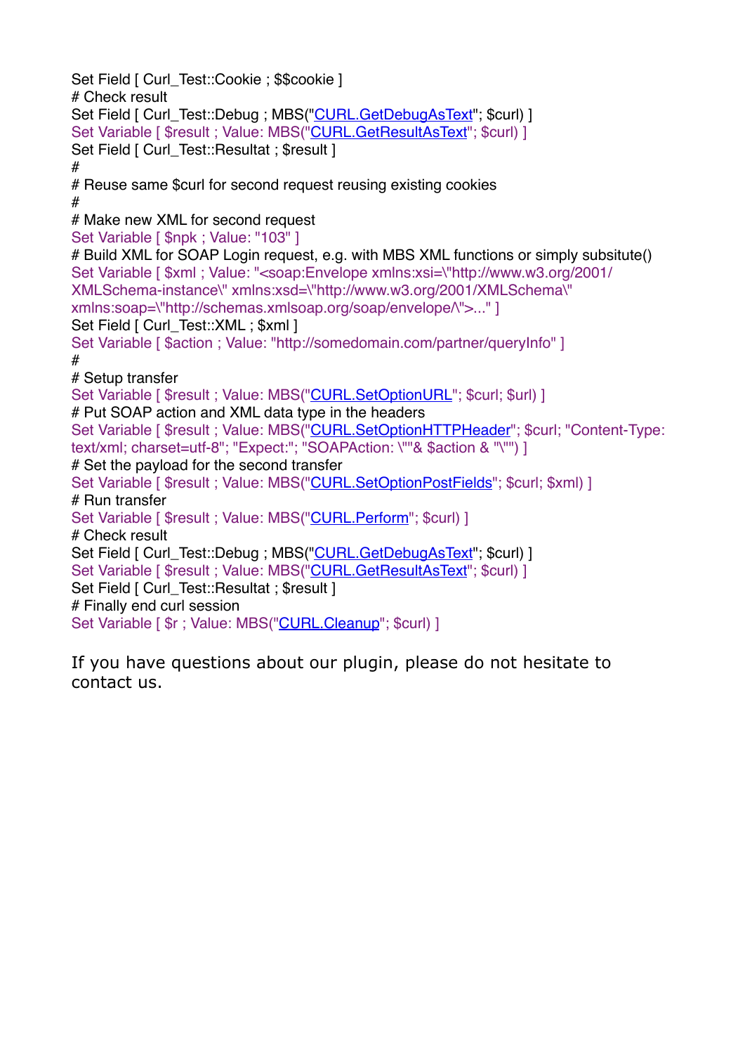```
Set Field [ Curl_Test::Cookie ; $$cookie ]
# Check result
Set Field [ Curl_Test::Debug ; MBS("CURL.GetDebugAsText"; $curl) ]
Set Variable [ $result ; Value: MBS("CURL.GetResultAsText"; $curl) ]
Set Field [ Curl_Test::Resultat ; $result ]
#
# Reuse same $curl for second request reusing existing cookies
#
# Make new XML for second request
Set Variable [ $npk ; Value: "103" ]
# Build XML for SOAP Login request, e.g. with MBS XML functions or simply subsitute()
Set Variable [ $xml ; Value: "<soap:Envelope xmlns:xsi=\"http://www.w3.org/2001/XMLSchema-instance\" xmlns:xsd=\"http://www.w3.org/2001/XMLSchema\" xmlns:soap=\"http://schemas.xmlsoap.org/soap/envelope/\">..." ]
Set Field [ Curl_Test::XML ; $xml ]
Set Variable [ $action ; Value: "http://somedomain.com/partner/queryInfo" ]
#
# Setup transfer
Set Variable [ $result ; Value: MBS("CURL.SetOptionURL"; $curl; $url) ]
# Put SOAP action and XML data type in the headers
Set Variable [ $result ; Value: MBS("CURL.SetOptionHTTPHeader"; $curl; "Content-Type: text/xml; charset=utf-8"; "Expect:"; "SOAPAction: \""& $action & "\"") ]
# Set the payload for the second transfer
Set Variable [ $result ; Value: MBS("CURL.SetOptionPostFields"; $curl; $xml) ]
# Run transfer
Set Variable [ $result ; Value: MBS("CURL.Perform"; $curl) ]
# Check result
Set Field [ Curl_Test::Debug ; MBS("CURL.GetDebugAsText"; $curl) ]
Set Variable [ $result ; Value: MBS("CURL.GetResultAsText"; $curl) ]
Set Field [ Curl_Test::Resultat ; $result ]
# Finally end curl session
Set Variable [ $r ; Value: MBS("CURL.Cleanup"; $curl) ]
```

If you have questions about our plugin, please do not hesitate to contact us.